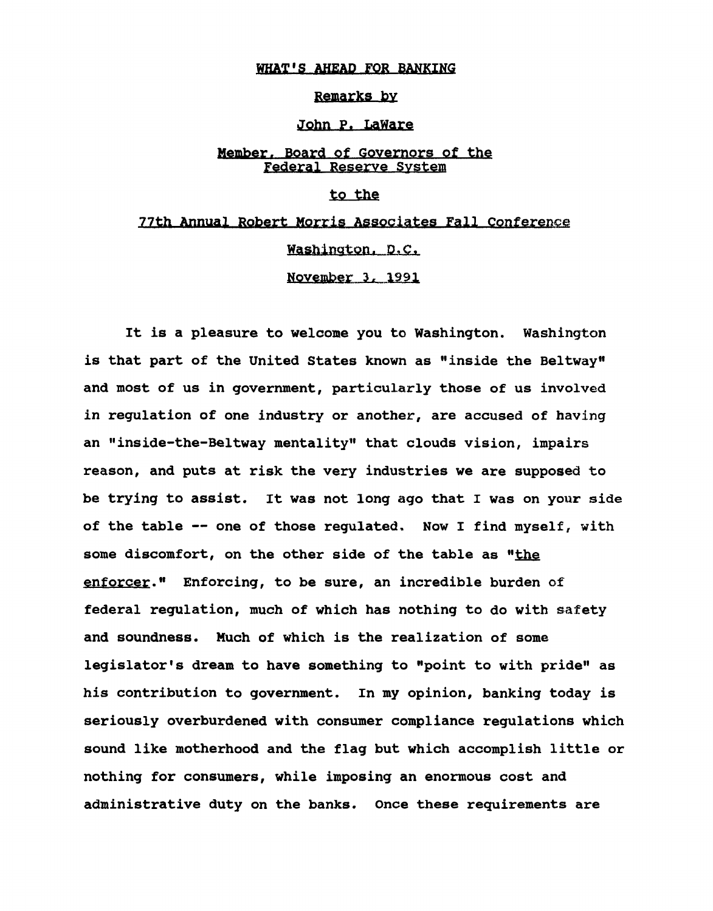# WHAT'S AHEAD FOR BANKING

Remarks by

John P. LaWare

Member, Board of Governors of the Federal Reserve System

to the

77th Annual Robert Morris Associates Fall Conference

Washington, D.C.

November 3, 1991

It is a pleasure to welcome you to Washington. Washington is that part of the United States known as "inside the Beltway" and most of us in government, particularly those of us involved in regulation of one industry or another, are accused of having an "inside-the-Beltway mentality" that clouds vision, impairs reason, and puts at risk the very industries we are supposed to be trying to assist. It was not long ago that I was on your side of the table -- one of those regulated. Now I find myself, with some discomfort, on the other side of the table as "the enforcer." Enforcing, to be sure, an incredible burden of federal regulation, much of which has nothing to do with safety and soundness. Much of which is the realization of some legislator's dream to have something to "point to with pride" as his contribution to government. In my opinion, banking today is seriously overburdened with consumer compliance regulations which sound like motherhood and the flag but which accomplish little or nothing for consumers, while imposing an enormous cost and administrative duty on the banks. Once these requirements are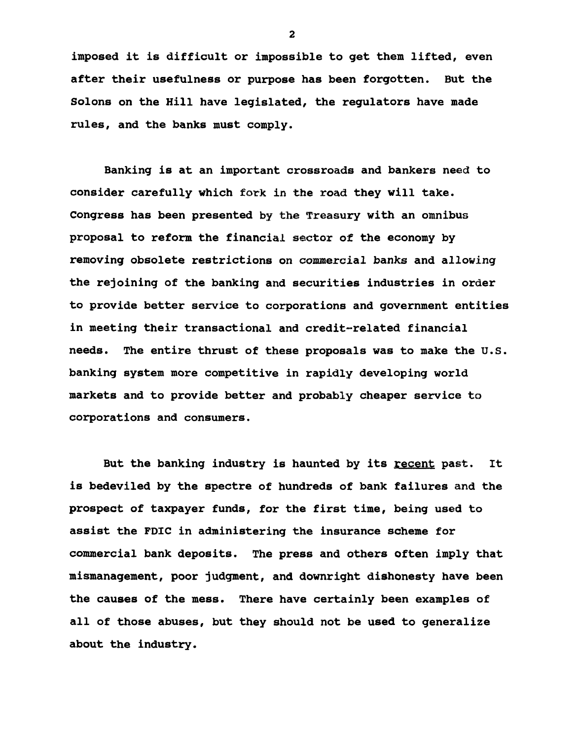imposed it is difficult or impossible to get them lifted, even after their usefulness or purpose has been forgotten. But the Solons on the Hill have legislated, the regulators have made rules, and the banks must comply.

Banking is at an important crossroads and bankers need to consider carefully which fork in the road they will take. Congress has been presented by the Treasury with an omnibus proposal to reform the financial sector of the economy by removing obsolete restrictions on commercial banks and allowing the rejoining of the banking and securities industries in order to provide better service to corporations and government entities in meeting their transactional and credit-related financial needs. The entire thrust of these proposals was to make the U.S. banking system more competitive in rapidly developing world markets and to provide better and probably cheaper service to corporations and consumers.

But the banking industry is haunted by its recent past. It is bedeviled by the spectre of hundreds of bank failures and the prospect of taxpayer funds, for the first time, being used to assist the FDIC in administering the insurance scheme for commercial bank deposits. The press and others often imply that mismanagement, poor judgment, and downright dishonesty have been the causes of the mess. There have certainly been examples of all of those abuses, but they should not be used to generalize about the industry.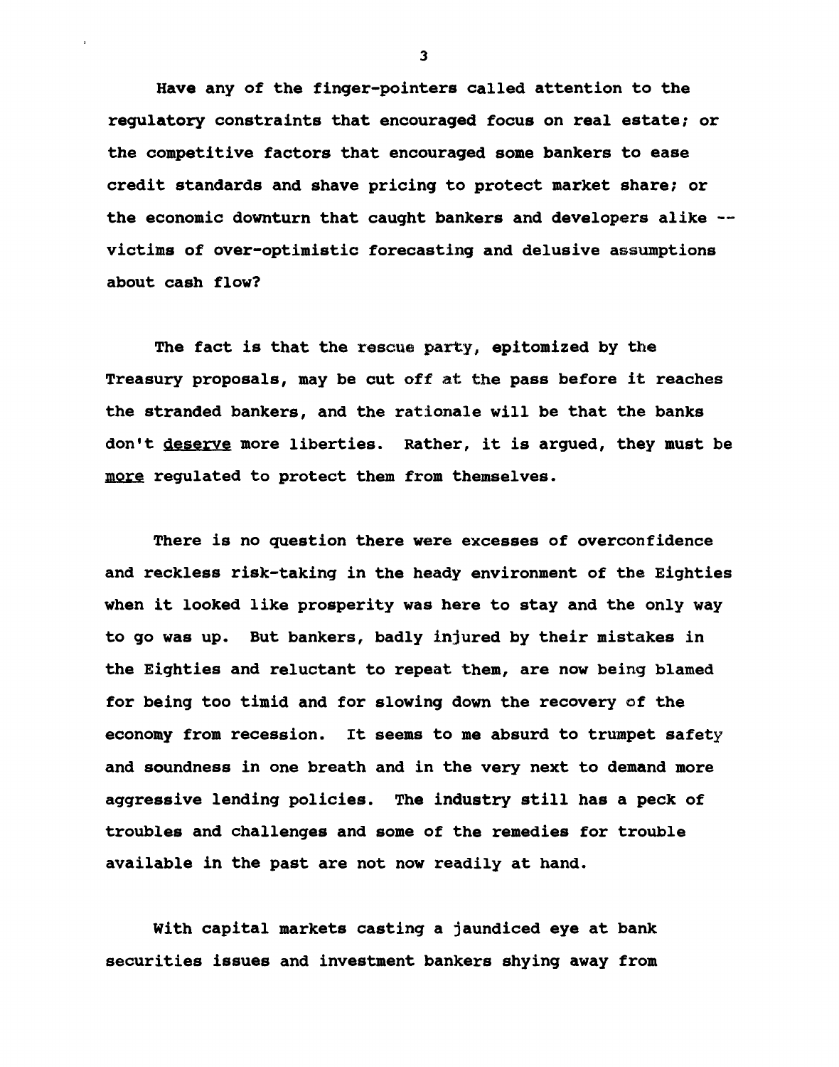Have any of the finger-pointers called attention to the regulatory constraints that encouraged focus on real estate; or the competitive factors that encouraged some bankers to ease credit standards and shave pricing to protect market share; or the economic downturn that caught bankers and developers alike -- victims of over-optimistic forecasting and delusive assumptions about cash flow?

The fact is that the rescue party, epitomized by the Treasury proposals, may be cut off at the pass before it reaches the stranded bankers, and the rationale will be that the banks don't _deserve_ more liberties. Rather, it is argued, they must be _more_ regulated to protect them from themselves.

There is no question there were excesses of overconfidence and reckless risk-taking in the heady environment of the Eighties when it looked like prosperity was here to stay and the only way to go was up. But bankers, badly injured by their mistakes in the Eighties and reluctant to repeat them, are now being blamed for being too timid and for slowing down the recovery of the economy from recession. It seems to me absurd to trumpet safety and soundness in one breath and in the very next to demand more aggressive lending policies. The industry still has a peck of troubles and challenges and some of the remedies for trouble available in the past are not now readily at hand.

With capital markets casting a jaundiced eye at bank securities issues and investment bankers shying away from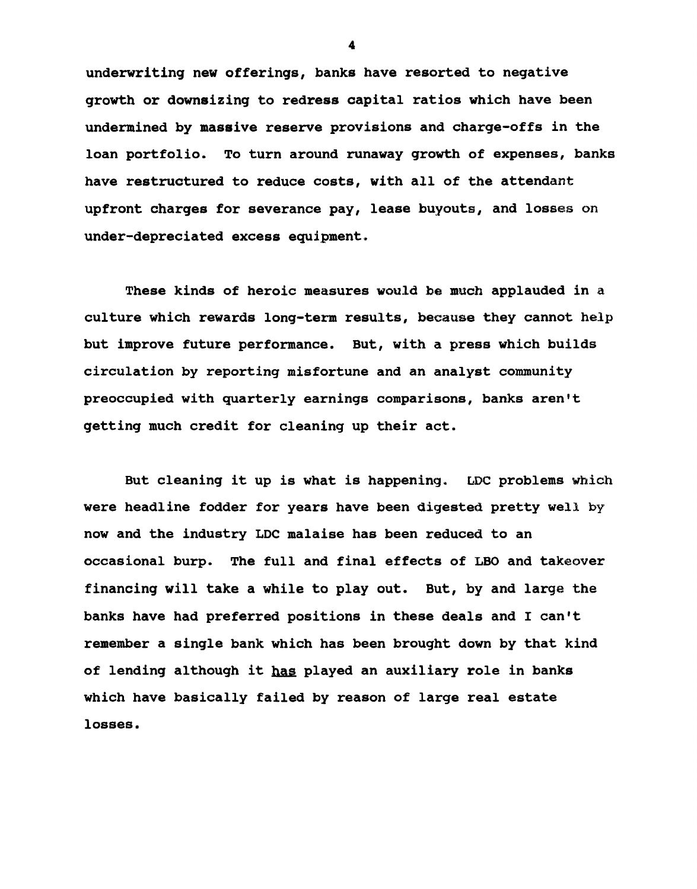underwriting new offerings, banks have resorted to negative growth or downsizing to redress capital ratios which have been undermined by massive reserve provisions and charge-offs in the loan portfolio. To turn around runaway growth of expenses, banks have restructured to reduce costs, with all of the attendant upfront charges for severance pay, lease buyouts, and losses on under-depreciated excess equipment.

These kinds of heroic measures would be much applauded in a culture which rewards long-term results, because they cannot help but improve future performance. But, with a press which builds circulation by reporting misfortune and an analyst community preoccupied with quarterly earnings comparisons, banks aren't getting much credit for cleaning up their act.

But cleaning it up is what is happening. LDC problems which were headline fodder for years have been digested pretty well by now and the industry LDC malaise has been reduced to an occasional burp. The full and final effects of LBO and takeover financing will take a while to play out. But, by and large the banks have had preferred positions in these deals and I can't remember a single bank which has been brought down by that kind of lending although it <u>has</u> played an auxiliary role in banks which have basically failed by reason of large real estate losses.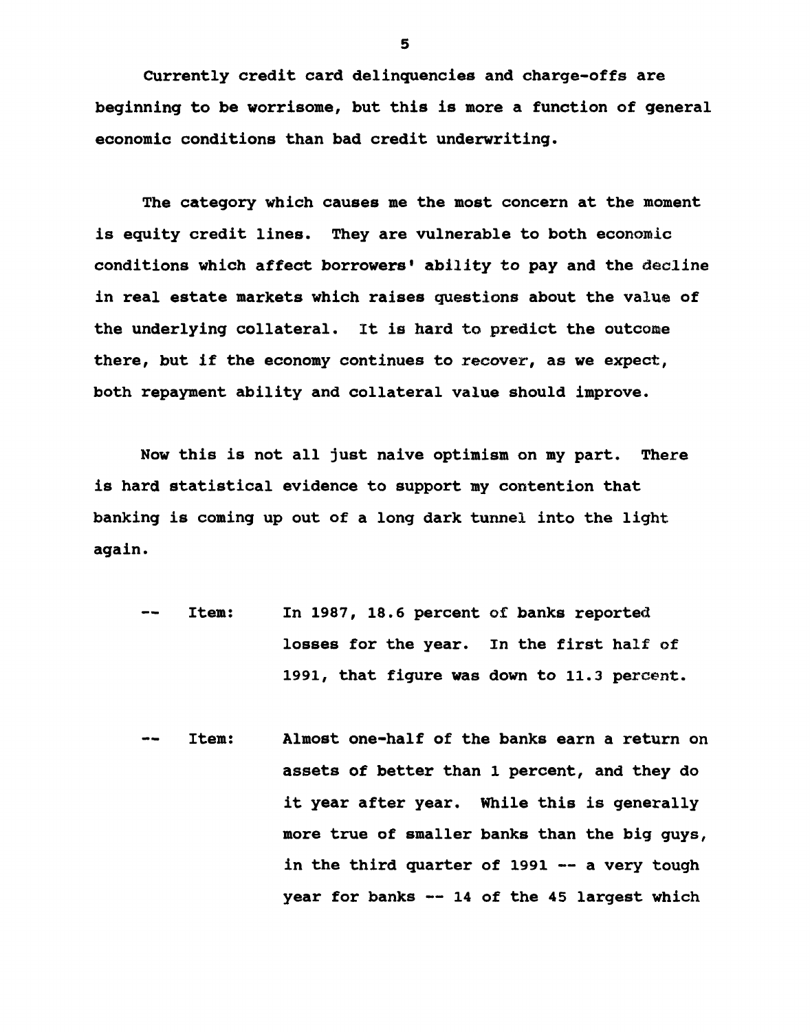Currently credit card delinquencies and charge-offs are beginning to be worrisome, but this is more a function of general economic conditions than bad credit underwriting.

The category which causes me the most concern at the moment is equity credit lines. They are vulnerable to both economic conditions which affect borrowers' ability to pay and the decline in real estate markets which raises questions about the value of the underlying collateral. It is hard to predict the outcome there, but if the economy continues to recover, as we expect, both repayment ability and collateral value should improve.

Now this is not all just naive optimism on my part. There is hard statistical evidence to support my contention that banking is coming up out of a long dark tunnel into the light again.

-- Item: In 1987, 18.6 percent of banks reported losses for the year. In the first half of 1991, that figure was down to 11.3 percent.

-- Item: Almost one-half of the banks earn a return on assets of better than 1 percent, and they do it year after year. While this is generally more true of smaller banks than the big guys, in the third quarter of 1991 -- a very tough year for banks -- 14 of the 45 largest which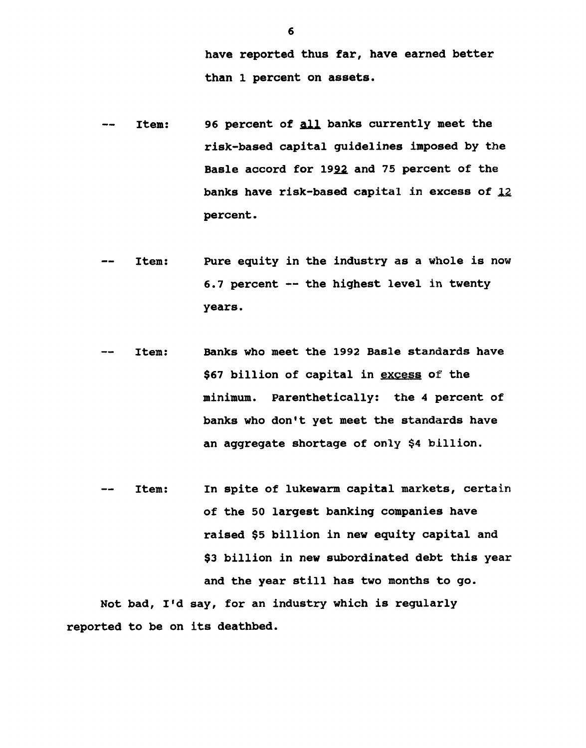have reported thus far, have earned better than 1 percent on assets.

-- Item: 96 percent of <u>all</u> banks currently meet the risk-based capital guidelines imposed by the Basle accord for 19<u>92</u> and 75 percent of the banks have risk-based capital in excess of <u>12</u> percent.

-- Item: Pure equity in the industry as a whole is now 6.7 percent -- the highest level in twenty years.

-- Item: Banks who meet the 1992 Basle standards have $67 billion of capital in <u>excess</u> of the minimum. Parenthetically: the 4 percent of banks who don't yet meet the standards have an aggregate shortage of only $4 billion.

-- Item: In spite of lukewarm capital markets, certain of the 50 largest banking companies have raised $5 billion in new equity capital and $3 billion in new subordinated debt this year and the year still has two months to go.

Not bad, I'd say, for an industry which is regularly reported to be on its deathbed.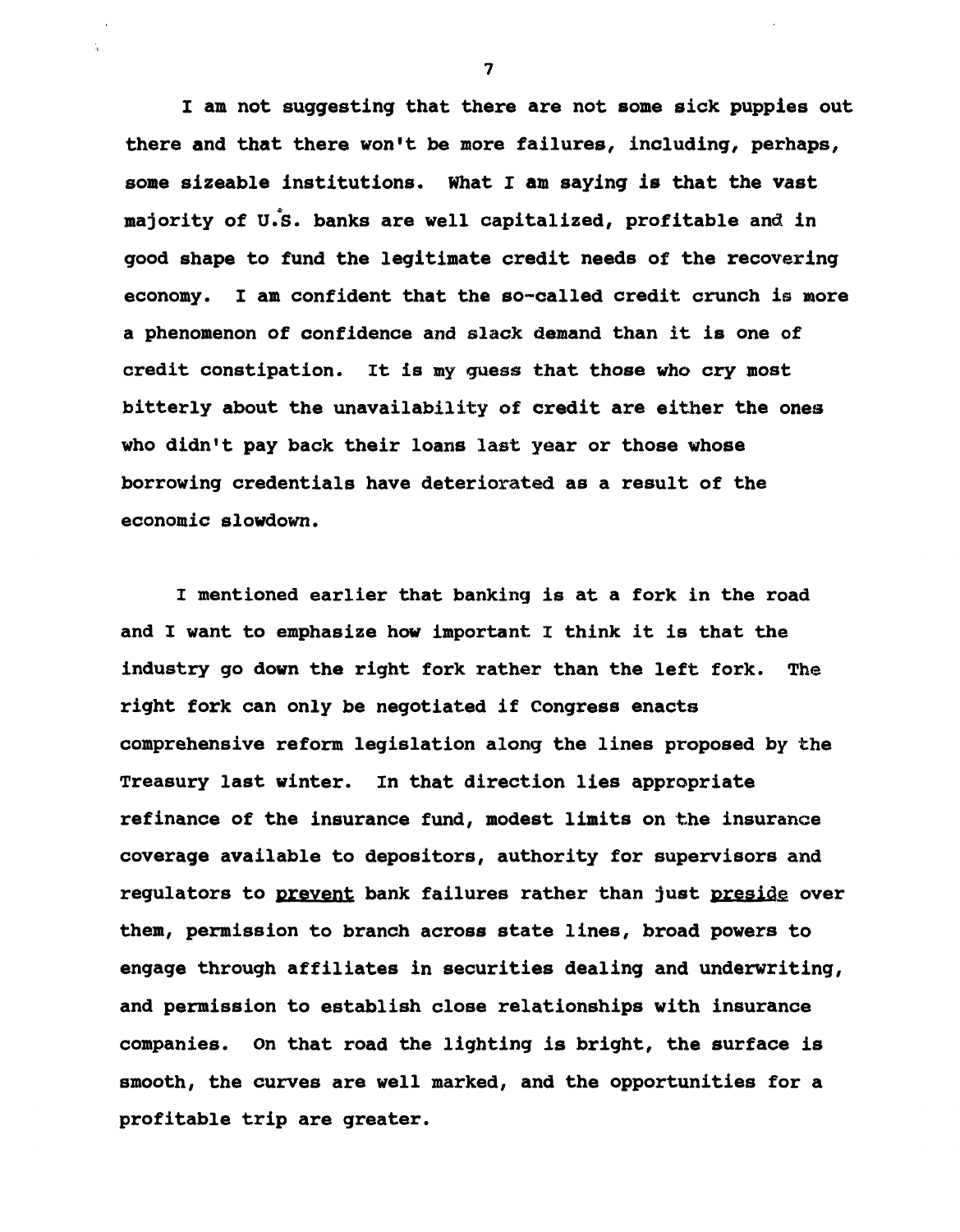I am not suggesting that there are not some sick puppies out there and that there won't be more failures, including, perhaps, some sizeable institutions. What I am saying is that the vast majority of U.S. banks are well capitalized, profitable and in good shape to fund the legitimate credit needs of the recovering economy. I am confident that the so-called credit crunch is more a phenomenon of confidence and slack demand than it is one of credit constipation. It is my guess that those who cry most bitterly about the unavailability of credit are either the ones who didn't pay back their loans last year or those whose borrowing credentials have deteriorated as a result of the economic slowdown.

I mentioned earlier that banking is at a fork in the road and I want to emphasize how important I think it is that the industry go down the right fork rather than the left fork. The right fork can only be negotiated if Congress enacts comprehensive reform legislation along the lines proposed by the Treasury last winter. In that direction lies appropriate refinance of the insurance fund, modest limits on the insurance coverage available to depositors, authority for supervisors and regulators to <u>prevent</u> bank failures rather than just <u>preside</u> over them, permission to branch across state lines, broad powers to engage through affiliates in securities dealing and underwriting, and permission to establish close relationships with insurance companies. On that road the lighting is bright, the surface is smooth, the curves are well marked, and the opportunities for a profitable trip are greater.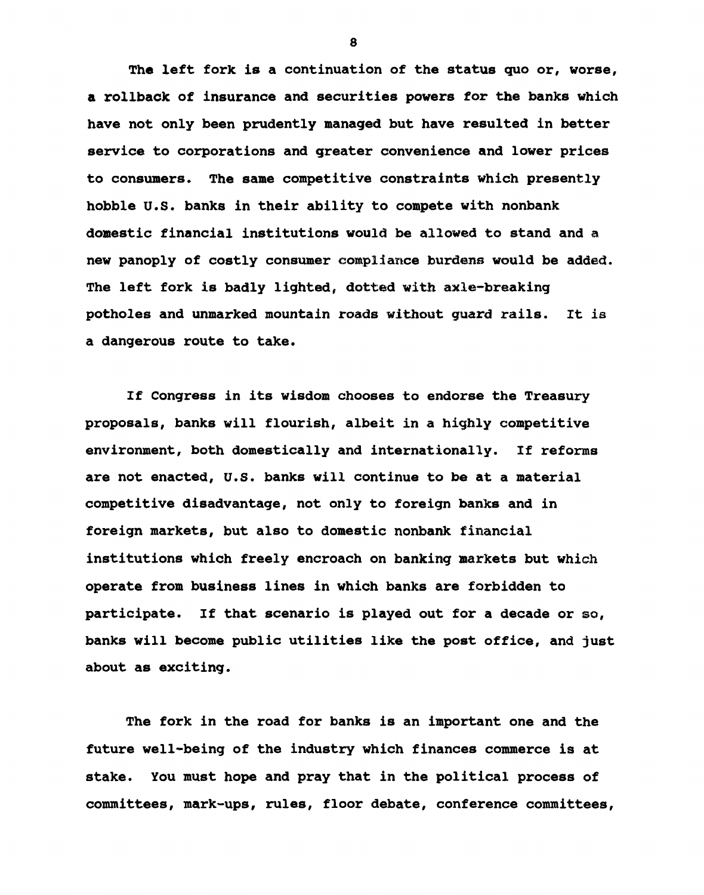The left fork is a continuation of the status quo or, worse, a rollback of insurance and securities powers for the banks which have not only been prudently managed but have resulted in better service to corporations and greater convenience and lower prices to consumers. The same competitive constraints which presently hobble U.S. banks in their ability to compete with nonbank domestic financial institutions would be allowed to stand and a new panoply of costly consumer compliance burdens would be added. The left fork is badly lighted, dotted with axle-breaking potholes and unmarked mountain roads without guard rails. It is a dangerous route to take.

If Congress in its wisdom chooses to endorse the Treasury proposals, banks will flourish, albeit in a highly competitive environment, both domestically and internationally. If reforms are not enacted, U.S. banks will continue to be at a material competitive disadvantage, not only to foreign banks and in foreign markets, but also to domestic nonbank financial institutions which freely encroach on banking markets but which operate from business lines in which banks are forbidden to participate. If that scenario is played out for a decade or so, banks will become public utilities like the post office, and just about as exciting.

The fork in the road for banks is an important one and the future well-being of the industry which finances commerce is at stake. You must hope and pray that in the political process of committees, mark-ups, rules, floor debate, conference committees,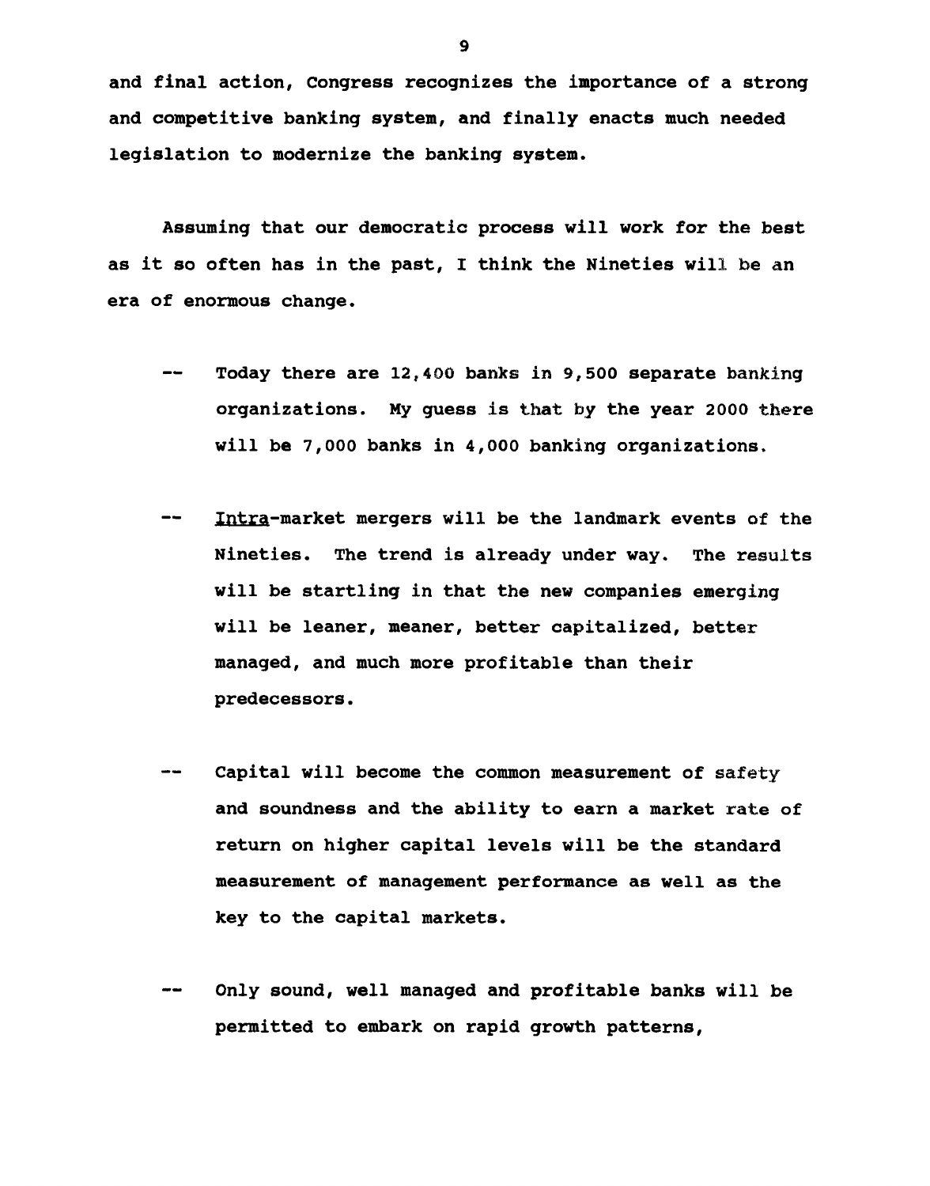and final action, Congress recognizes the importance of a strong and competitive banking system, and finally enacts much needed legislation to modernize the banking system.

Assuming that our democratic process will work for the best as it so often has in the past, I think the Nineties will be an era of enormous change.

-- Today there are 12,400 banks in 9,500 separate banking organizations. My guess is that by the year 2000 there will be 7,000 banks in 4,000 banking organizations.

-- _Intra_-market mergers will be the landmark events of the Nineties. The trend is already under way. The results will be startling in that the new companies emerging will be leaner, meaner, better capitalized, better managed, and much more profitable than their predecessors.

-- Capital will become the common measurement of safety and soundness and the ability to earn a market rate of return on higher capital levels will be the standard measurement of management performance as well as the key to the capital markets.

-- Only sound, well managed and profitable banks will be permitted to embark on rapid growth patterns,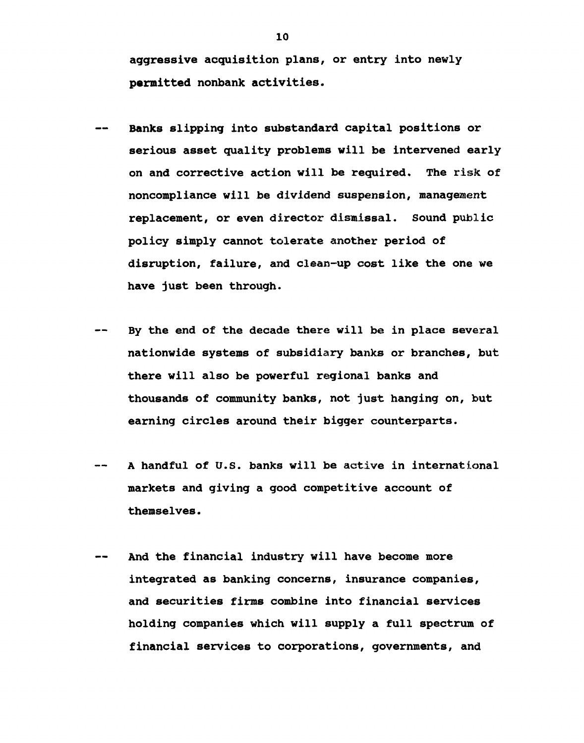aggressive acquisition plans, or entry into newly permitted nonbank activities.

-- Banks slipping into substandard capital positions or serious asset quality problems will be intervened early on and corrective action will be required. The risk of noncompliance will be dividend suspension, management replacement, or even director dismissal. Sound public policy simply cannot tolerate another period of disruption, failure, and clean-up cost like the one we have just been through.

-- By the end of the decade there will be in place several nationwide systems of subsidiary banks or branches, but there will also be powerful regional banks and thousands of community banks, not just hanging on, but earning circles around their bigger counterparts.

-- A handful of U.S. banks will be active in international markets and giving a good competitive account of themselves.

-- And the financial industry will have become more integrated as banking concerns, insurance companies, and securities firms combine into financial services holding companies which will supply a full spectrum of financial services to corporations, governments, and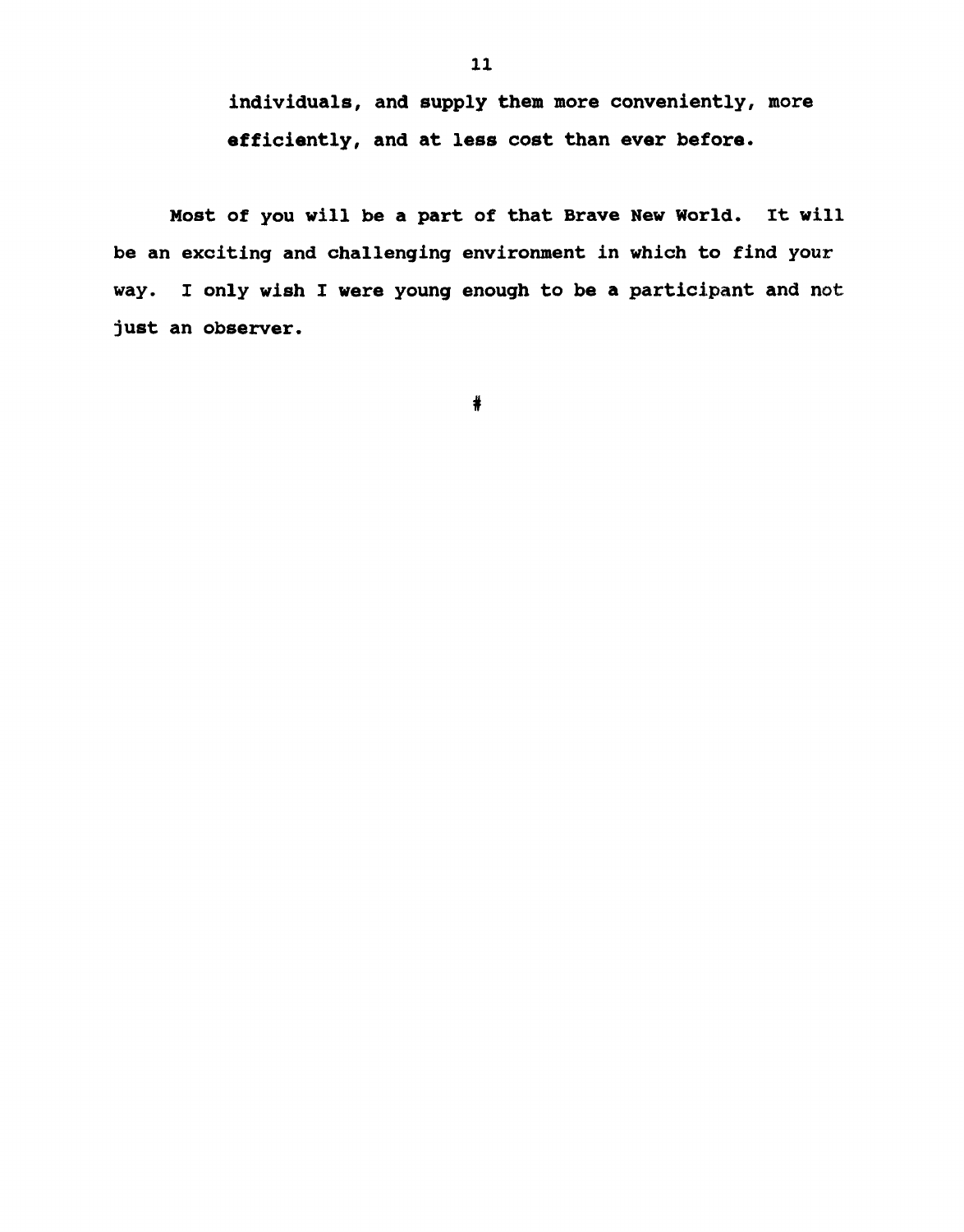individuals, and supply them more conveniently, more efficiently, and at less cost than ever before.

Most of you will be a part of that Brave New World. It will be an exciting and challenging environment in which to find your way. I only wish I were young enough to be a participant and not just an observer.

#